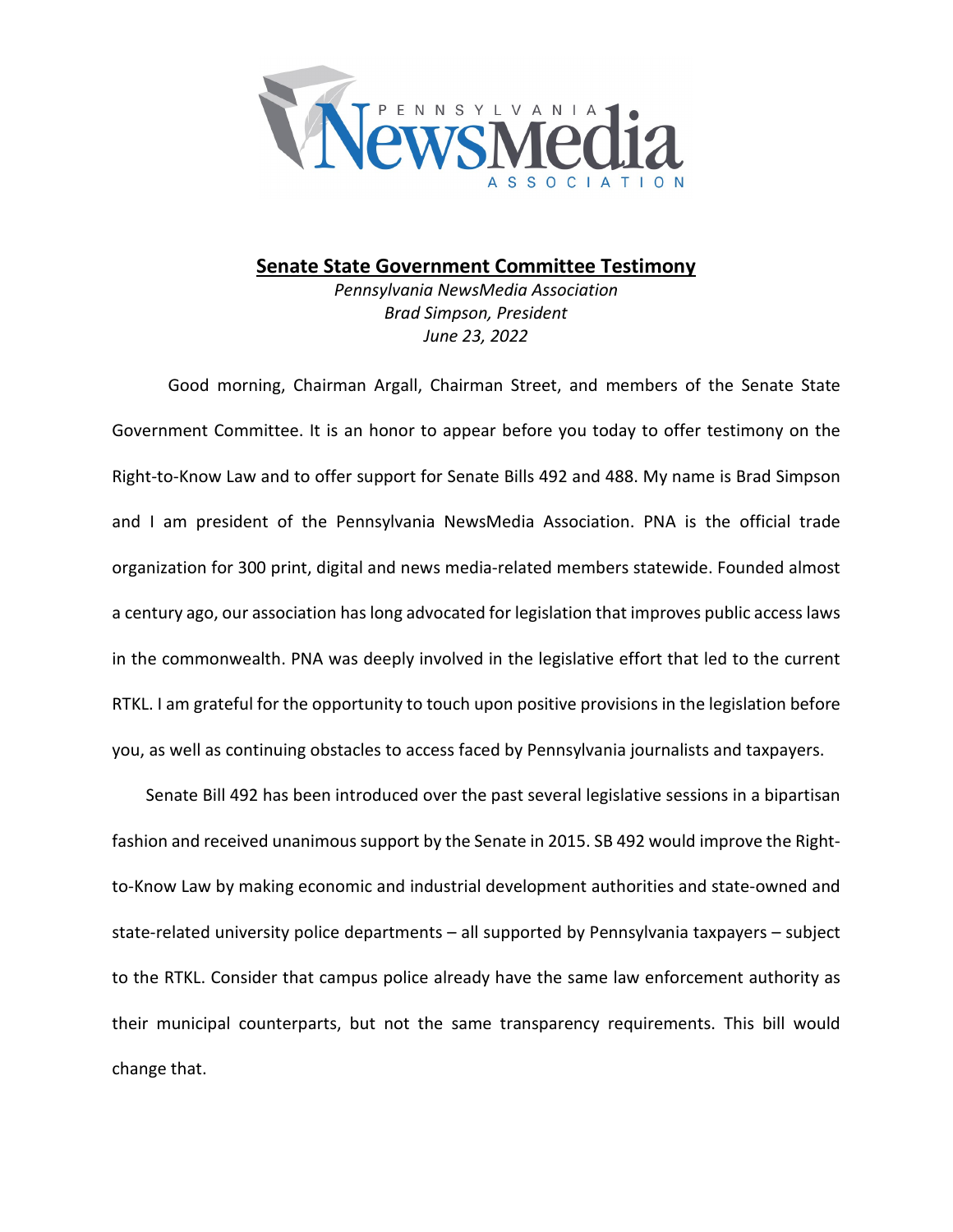# Senate State Government Committee Testimony

*Pennsylvania NewsMedia Association*
*Brad Simpson, President*
*June 23, 2022*

Good morning, Chairman Argall, Chairman Street, and members of the Senate State Government Committee. It is an honor to appear before you today to offer testimony on the Right-to-Know Law and to offer support for Senate Bills 492 and 488. My name is Brad Simpson and I am president of the Pennsylvania NewsMedia Association. PNA is the official trade organization for 300 print, digital and news media-related members statewide. Founded almost a century ago, our association has long advocated for legislation that improves public access laws in the commonwealth. PNA was deeply involved in the legislative effort that led to the current RTKL. I am grateful for the opportunity to touch upon positive provisions in the legislation before you, as well as continuing obstacles to access faced by Pennsylvania journalists and taxpayers.

Senate Bill 492 has been introduced over the past several legislative sessions in a bipartisan fashion and received unanimous support by the Senate in 2015. SB 492 would improve the Right-to-Know Law by making economic and industrial development authorities and state-owned and state-related university police departments – all supported by Pennsylvania taxpayers – subject to the RTKL. Consider that campus police already have the same law enforcement authority as their municipal counterparts, but not the same transparency requirements. This bill would change that.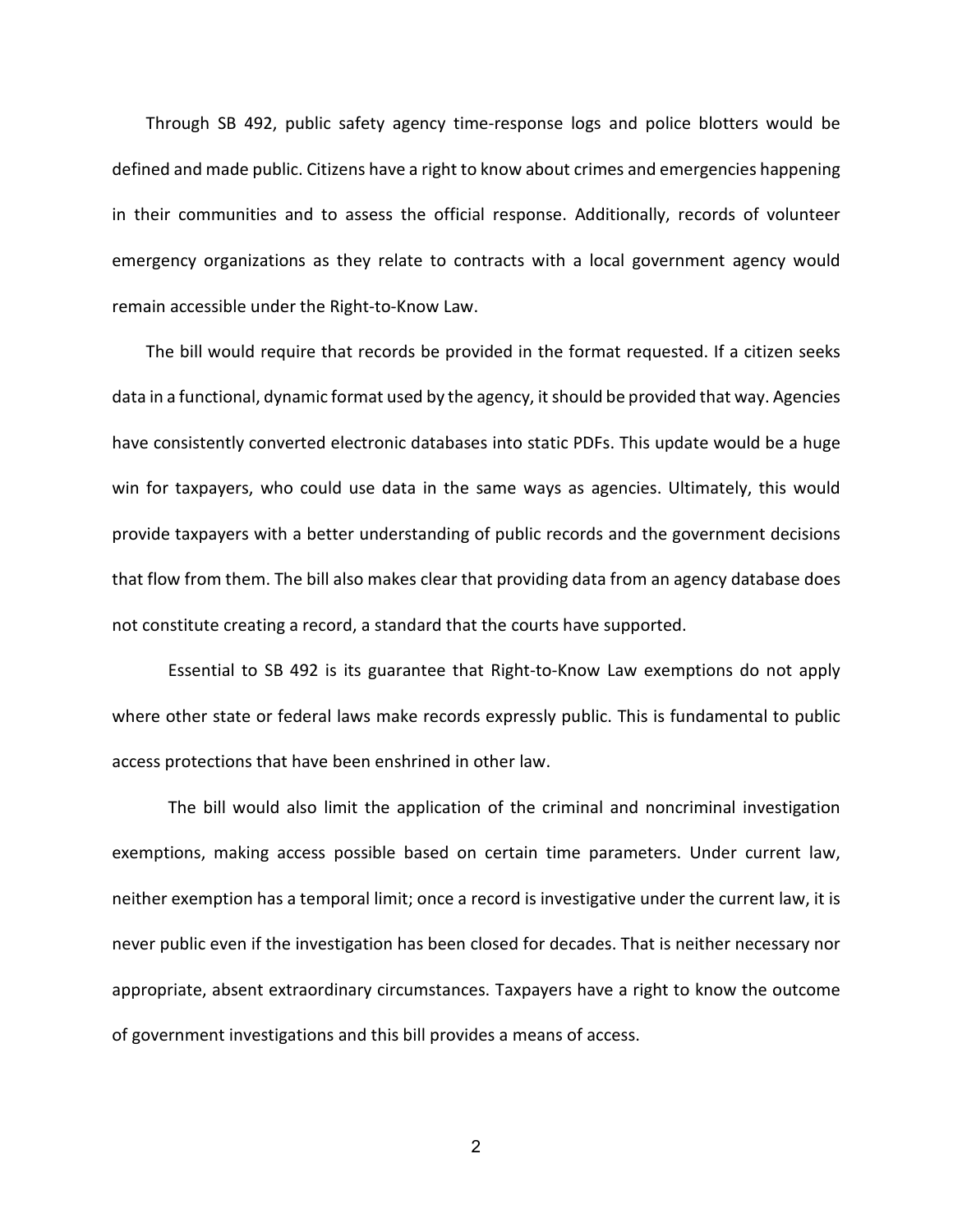Through SB 492, public safety agency time-response logs and police blotters would be defined and made public. Citizens have a right to know about crimes and emergencies happening in their communities and to assess the official response. Additionally, records of volunteer emergency organizations as they relate to contracts with a local government agency would remain accessible under the Right-to-Know Law.

The bill would require that records be provided in the format requested. If a citizen seeks data in a functional, dynamic format used by the agency, it should be provided that way. Agencies have consistently converted electronic databases into static PDFs. This update would be a huge win for taxpayers, who could use data in the same ways as agencies. Ultimately, this would provide taxpayers with a better understanding of public records and the government decisions that flow from them. The bill also makes clear that providing data from an agency database does not constitute creating a record, a standard that the courts have supported.

Essential to SB 492 is its guarantee that Right-to-Know Law exemptions do not apply where other state or federal laws make records expressly public. This is fundamental to public access protections that have been enshrined in other law.

The bill would also limit the application of the criminal and noncriminal investigation exemptions, making access possible based on certain time parameters. Under current law, neither exemption has a temporal limit; once a record is investigative under the current law, it is never public even if the investigation has been closed for decades. That is neither necessary nor appropriate, absent extraordinary circumstances. Taxpayers have a right to know the outcome of government investigations and this bill provides a means of access.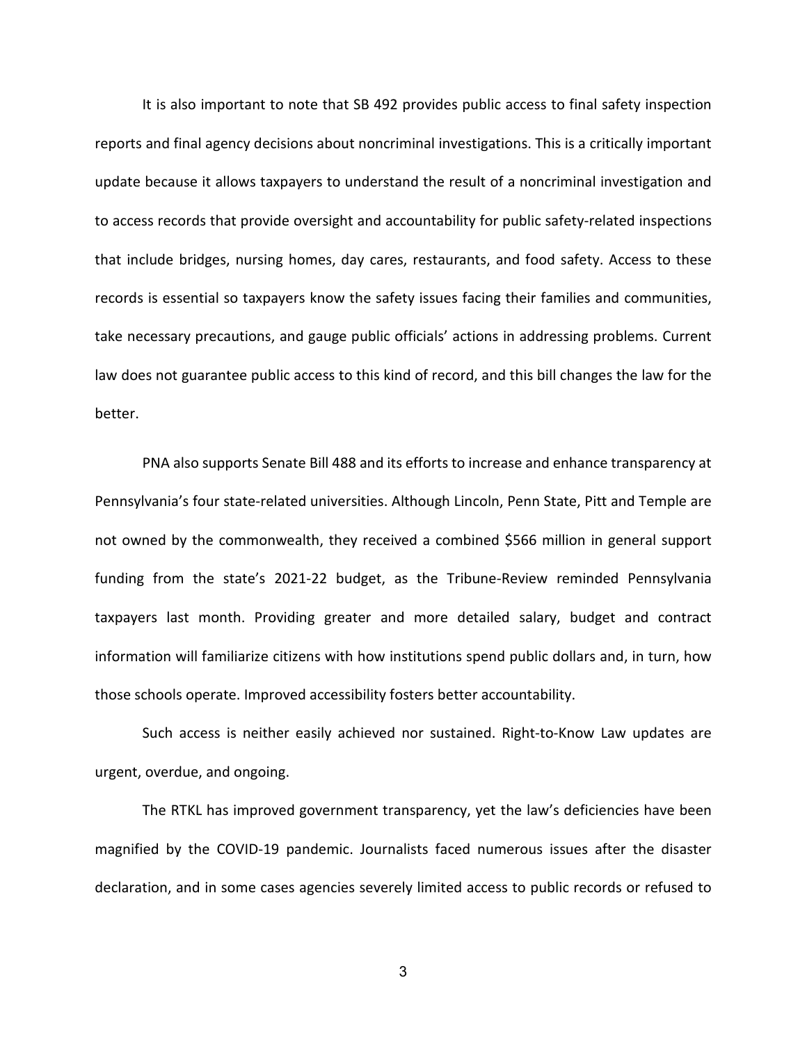It is also important to note that SB 492 provides public access to final safety inspection reports and final agency decisions about noncriminal investigations. This is a critically important update because it allows taxpayers to understand the result of a noncriminal investigation and to access records that provide oversight and accountability for public safety-related inspections that include bridges, nursing homes, day cares, restaurants, and food safety. Access to these records is essential so taxpayers know the safety issues facing their families and communities, take necessary precautions, and gauge public officials' actions in addressing problems. Current law does not guarantee public access to this kind of record, and this bill changes the law for the better.

PNA also supports Senate Bill 488 and its efforts to increase and enhance transparency at Pennsylvania's four state-related universities. Although Lincoln, Penn State, Pitt and Temple are not owned by the commonwealth, they received a combined $566 million in general support funding from the state's 2021-22 budget, as the Tribune-Review reminded Pennsylvania taxpayers last month. Providing greater and more detailed salary, budget and contract information will familiarize citizens with how institutions spend public dollars and, in turn, how those schools operate. Improved accessibility fosters better accountability.

Such access is neither easily achieved nor sustained. Right-to-Know Law updates are urgent, overdue, and ongoing.

The RTKL has improved government transparency, yet the law's deficiencies have been magnified by the COVID-19 pandemic. Journalists faced numerous issues after the disaster declaration, and in some cases agencies severely limited access to public records or refused to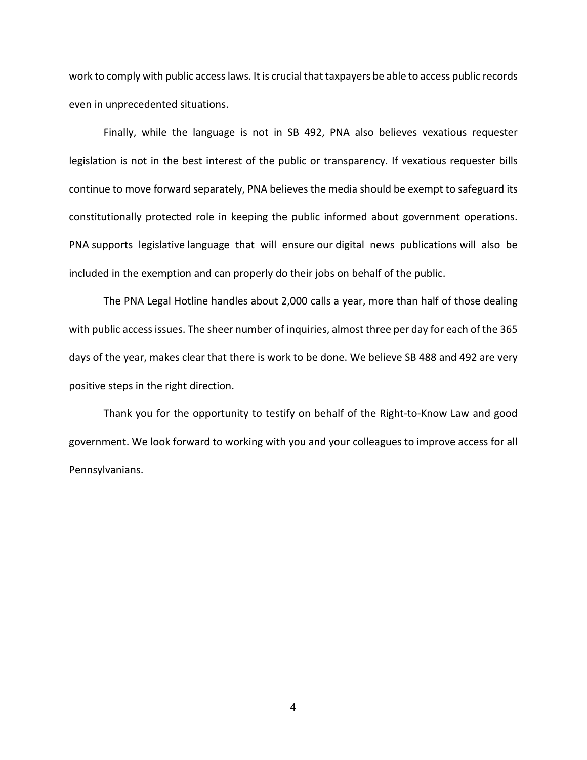work to comply with public access laws. It is crucial that taxpayers be able to access public records even in unprecedented situations.

Finally, while the language is not in SB 492, PNA also believes vexatious requester legislation is not in the best interest of the public or transparency. If vexatious requester bills continue to move forward separately, PNA believes the media should be exempt to safeguard its constitutionally protected role in keeping the public informed about government operations. PNA supports legislative language that will ensure our digital news publications will also be included in the exemption and can properly do their jobs on behalf of the public.

The PNA Legal Hotline handles about 2,000 calls a year, more than half of those dealing with public access issues. The sheer number of inquiries, almost three per day for each of the 365 days of the year, makes clear that there is work to be done. We believe SB 488 and 492 are very positive steps in the right direction.

Thank you for the opportunity to testify on behalf of the Right-to-Know Law and good government. We look forward to working with you and your colleagues to improve access for all Pennsylvanians.